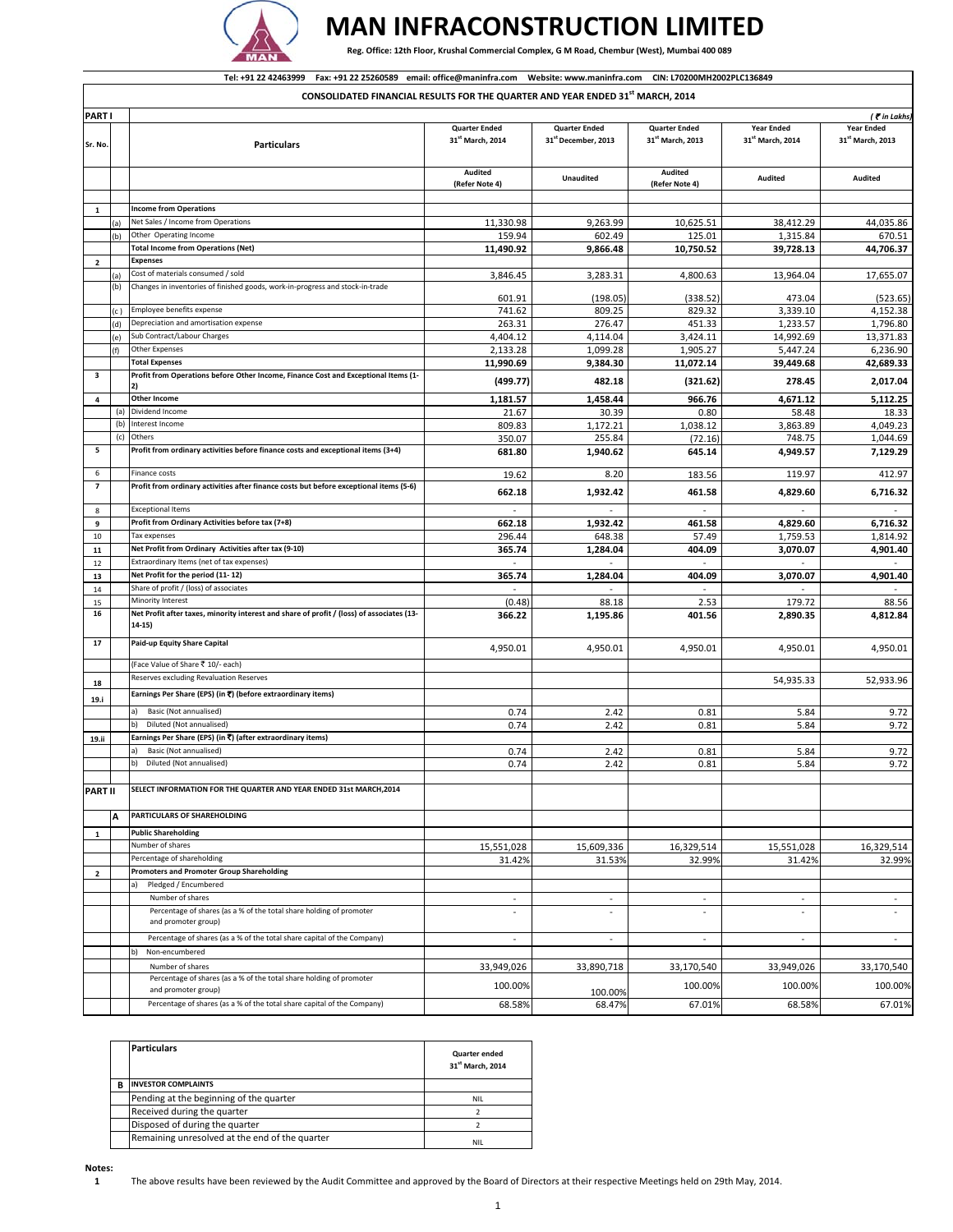# MAN INFRACONSTRUCTION LIMITED

**Reg. Office: 12th Floor, Krushal Commercial Complex, G M Road, Chembur (West), Mumbai 400 089**

**Tel: +91 22 42463999 Fax: +91 22 25260589 email: office@maninfra.com Website: www.maninfra.com CIN: L70200MH2002PLC136849**

**CONSOLIDATED FINANCIAL RESULTS FOR THE QUARTER AND YEAR ENDED 31st MARCH, 2014**

**PART I** *(₹ in Lakhs)*

| Sr. No. | | Particulars | Quarter Ended 31st March, 2014 | Quarter Ended 31st December, 2013 | Quarter Ended 31st March, 2013 | Year Ended 31st March, 2014 | Year Ended 31st March, 2013 |
|---|---|---|---|---|---|---|---|
| | | | Audited (Refer Note 4) | Unaudited | Audited (Refer Note 4) | Audited | Audited |
| **1** | | **Income from Operations** | | | | | |
| | (a) | Net Sales / Income from Operations | 11,330.98 | 9,263.99 | 10,625.51 | 38,412.29 | 44,035.86 |
| | (b) | Other Operating Income | 159.94 | 602.49 | 125.01 | 1,315.84 | 670.51 |
| | | **Total Income from Operations (Net)** | **11,490.92** | **9,866.48** | **10,750.52** | **39,728.13** | **44,706.37** |
| **2** | | **Expenses** | | | | | |
| | (a) | Cost of materials consumed / sold | 3,846.45 | 3,283.31 | 4,800.63 | 13,964.04 | 17,655.07 |
| | (b) | Changes in inventories of finished goods, work-in-progress and stock-in-trade | 601.91 | (198.05) | (338.52) | 473.04 | (523.65) |
| | (c) | Employee benefits expense | 741.62 | 809.25 | 829.32 | 3,339.10 | 4,152.38 |
| | (d) | Depreciation and amortisation expense | 263.31 | 276.47 | 451.33 | 1,233.57 | 1,796.80 |
| | (e) | Sub Contract/Labour Charges | 4,404.12 | 4,114.04 | 3,424.11 | 14,992.69 | 13,371.83 |
| | (f) | Other Expenses | 2,133.28 | 1,099.28 | 1,905.27 | 5,447.24 | 6,236.90 |
| | | **Total Expenses** | **11,990.69** | **9,384.30** | **11,072.14** | **39,449.68** | **42,689.33** |
| **3** | | **Profit from Operations before Other Income, Finance Cost and Exceptional Items (1-2)** | **(499.77)** | **482.18** | **(321.62)** | **278.45** | **2,017.04** |
| **4** | | **Other Income** | **1,181.57** | **1,458.44** | **966.76** | **4,671.12** | **5,112.25** |
| | (a) | Dividend Income | 21.67 | 30.39 | 0.80 | 58.48 | 18.33 |
| | (b) | Interest Income | 809.83 | 1,172.21 | 1,038.12 | 3,863.89 | 4,049.23 |
| | (c) | Others | 350.07 | 255.84 | (72.16) | 748.75 | 1,044.69 |
| **5** | | **Profit from ordinary activities before finance costs and exceptional items (3+4)** | **681.80** | **1,940.62** | **645.14** | **4,949.57** | **7,129.29** |
| 6 | | Finance costs | 19.62 | 8.20 | 183.56 | 119.97 | 412.97 |
| **7** | | **Profit from ordinary activities after finance costs but before exceptional items (5-6)** | **662.18** | **1,932.42** | **461.58** | **4,829.60** | **6,716.32** |
| 8 | | Exceptional Items | - | - | - | - | - |
| **9** | | **Profit from Ordinary Activities before tax (7+8)** | **662.18** | **1,932.42** | **461.58** | **4,829.60** | **6,716.32** |
| 10 | | Tax expenses | 296.44 | 648.38 | 57.49 | 1,759.53 | 1,814.92 |
| **11** | | **Net Profit from Ordinary Activities after tax (9-10)** | **365.74** | **1,284.04** | **404.09** | **3,070.07** | **4,901.40** |
| 12 | | Extraordinary Items (net of tax expenses) | - | - | - | - | - |
| **13** | | **Net Profit for the period (11- 12)** | **365.74** | **1,284.04** | **404.09** | **3,070.07** | **4,901.40** |
| 14 | | Share of profit / (loss) of associates | - | - | - | - | - |
| 15 | | Minority Interest | (0.48) | 88.18 | 2.53 | 179.72 | 88.56 |
| **16** | | **Net Profit after taxes, minority interest and share of profit / (loss) of associates (13-14-15)** | **366.22** | **1,195.86** | **401.56** | **2,890.35** | **4,812.84** |
| **17** | | **Paid-up Equity Share Capital** | 4,950.01 | 4,950.01 | 4,950.01 | 4,950.01 | 4,950.01 |
| | | (Face Value of Share ₹ 10/- each) | | | | | |
| **18** | | Reserves excluding Revaluation Reserves | | | | 54,935.33 | 52,933.96 |
| **19.i** | | **Earnings Per Share (EPS) (in ₹) (before extraordinary items)** | | | | | |
| | | a) Basic (Not annualised) | 0.74 | 2.42 | 0.81 | 5.84 | 9.72 |
| | | b) Diluted (Not annualised) | 0.74 | 2.42 | 0.81 | 5.84 | 9.72 |
| **19.ii** | | **Earnings Per Share (EPS) (in ₹) (after extraordinary items)** | | | | | |
| | | a) Basic (Not annualised) | 0.74 | 2.42 | 0.81 | 5.84 | 9.72 |
| | | b) Diluted (Not annualised) | 0.74 | 2.42 | 0.81 | 5.84 | 9.72 |
| **PART II** | | **SELECT INFORMATION FOR THE QUARTER AND YEAR ENDED 31st MARCH,2014** | | | | | |
| | **A** | **PARTICULARS OF SHAREHOLDING** | | | | | |
| **1** | | **Public Shareholding** | | | | | |
| | | Number of shares | 15,551,028 | 15,609,336 | 16,329,514 | 15,551,028 | 16,329,514 |
| | | Percentage of shareholding | 31.42% | 31.53% | 32.99% | 31.42% | 32.99% |
| **2** | | **Promoters and Promoter Group Shareholding** | | | | | |
| | | a) Pledged / Encumbered | | | | | |
| | | Number of shares | - | - | - | - | - |
| | | Percentage of shares (as a % of the total share holding of promoter and promoter group) | - | - | - | - | - |
| | | Percentage of shares (as a % of the total share capital of the Company) | - | - | - | - | - |
| | | b) Non-encumbered | | | | | |
| | | Number of shares | 33,949,026 | 33,890,718 | 33,170,540 | 33,949,026 | 33,170,540 |
| | | Percentage of shares (as a % of the total share holding of promoter and promoter group) | 100.00% | 100.00% | 100.00% | 100.00% | 100.00% |
| | | Percentage of shares (as a % of the total share capital of the Company) | 68.58% | 68.47% | 67.01% | 68.58% | 67.01% |

| | Particulars | Quarter ended 31st March, 2014 |
|---|---|---|
| **B** | **INVESTOR COMPLAINTS** | |
| | Pending at the beginning of the quarter | NIL |
| | Received during the quarter | 2 |
| | Disposed of during the quarter | 2 |
| | Remaining unresolved at the end of the quarter | NIL |

**Notes:**

1. The above results have been reviewed by the Audit Committee and approved by the Board of Directors at their respective Meetings held on 29th May, 2014.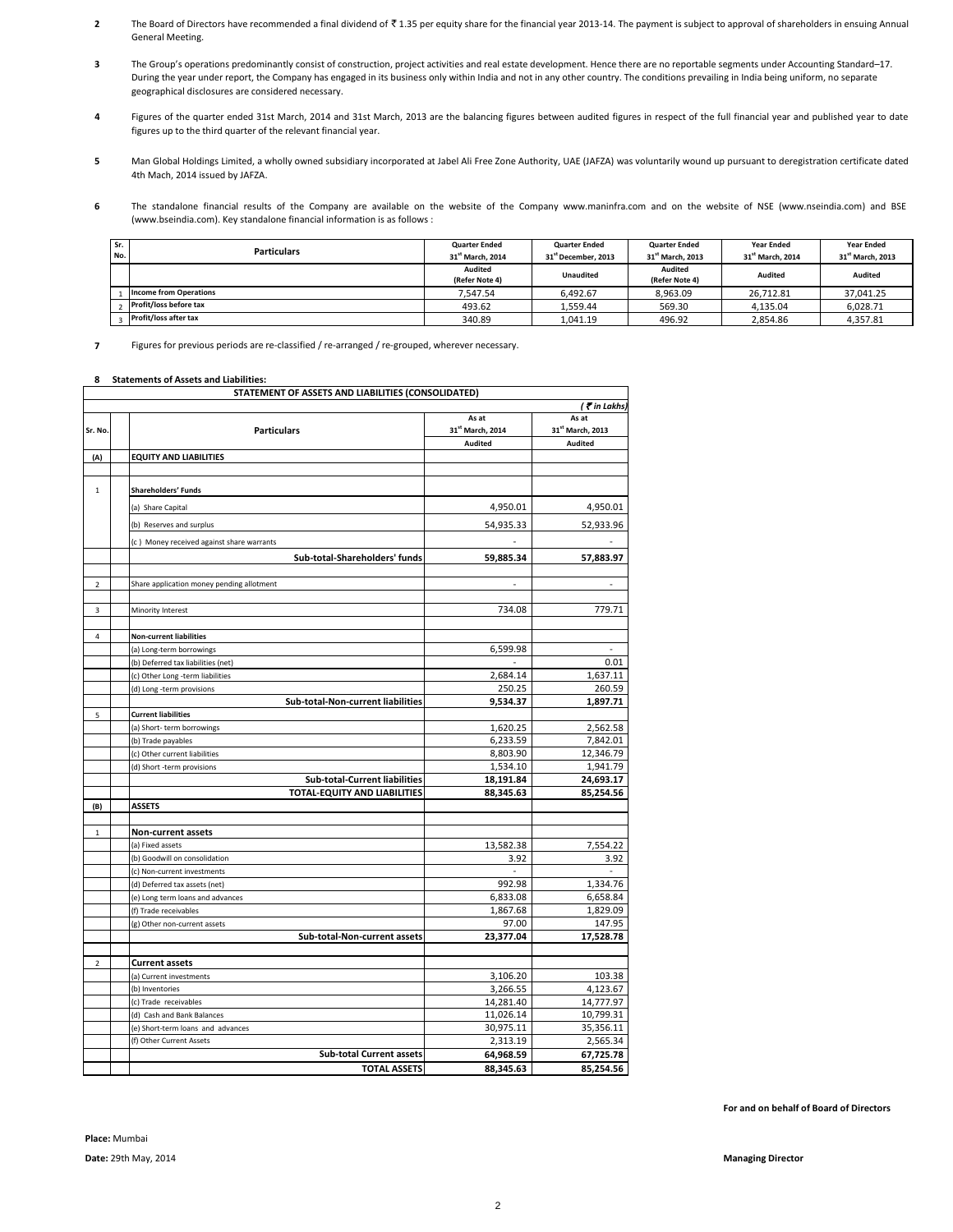2. The Board of Directors have recommended a final dividend of ₹ 1.35 per equity share for the financial year 2013-14. The payment is subject to approval of shareholders in ensuing Annual General Meeting.

3. The Group's operations predominantly consist of construction, project activities and real estate development. Hence there are no reportable segments under Accounting Standard–17. During the year under report, the Company has engaged in its business only within India and not in any other country. The conditions prevailing in India being uniform, no separate geographical disclosures are considered necessary.

4. Figures of the quarter ended 31st March, 2014 and 31st March, 2013 are the balancing figures between audited figures in respect of the full financial year and published year to date figures up to the third quarter of the relevant financial year.

5. Man Global Holdings Limited, a wholly owned subsidiary incorporated at Jabel Ali Free Zone Authority, UAE (JAFZA) was voluntarily wound up pursuant to deregistration certificate dated 4th March, 2014 issued by JAFZA.

6. The standalone financial results of the Company are available on the website of the Company www.maninfra.com and on the website of NSE (www.nseindia.com) and BSE (www.bseindia.com). Key standalone financial information is as follows :

| Sr. No. | Particulars | Quarter Ended 31st March, 2014 | Quarter Ended 31st December, 2013 | Quarter Ended 31st March, 2013 | Year Ended 31st March, 2014 | Year Ended 31st March, 2013 |
|---|---|---|---|---|---|---|
| | | Audited (Refer Note 4) | Unaudited | Audited (Refer Note 4) | Audited | Audited |
| 1 | Income from Operations | 7,547.54 | 6,492.67 | 8,963.09 | 26,712.81 | 37,041.25 |
| 2 | Profit/loss before tax | 493.62 | 1,559.44 | 569.30 | 4,135.04 | 6,028.71 |
| 3 | Profit/loss after tax | 340.89 | 1,041.19 | 496.92 | 2,854.86 | 4,357.81 |

7. Figures for previous periods are re-classified / re-arranged / re-grouped, wherever necessary.

8. **Statements of Assets and Liabilities:**

**STATEMENT OF ASSETS AND LIABILITIES (CONSOLIDATED)**

*( ₹ in Lakhs)*

| Sr. No. | Particulars | As at 31st March, 2014 | As at 31st March, 2013 |
|---|---|---|---|
| | | Audited | Audited |
| (A) | **EQUITY AND LIABILITIES** | | |
| 1 | **Shareholders' Funds** | | |
| | (a) Share Capital | 4,950.01 | 4,950.01 |
| | (b) Reserves and surplus | 54,935.33 | 52,933.96 |
| | (c ) Money received against share warrants | - | - |
| | **Sub-total-Shareholders' funds** | **59,885.34** | **57,883.97** |
| 2 | Share application money pending allotment | - | - |
| 3 | Minority Interest | 734.08 | 779.71 |
| 4 | **Non-current liabilities** | | |
| | (a) Long-term borrowings | 6,599.98 | - |
| | (b) Deferred tax liabilities (net) | - | 0.01 |
| | (c) Other Long -term liabilities | 2,684.14 | 1,637.11 |
| | (d) Long -term provisions | 250.25 | 260.59 |
| | **Sub-total-Non-current liabilities** | **9,534.37** | **1,897.71** |
| 5 | **Current liabilities** | | |
| | (a) Short- term borrowings | 1,620.25 | 2,562.58 |
| | (b) Trade payables | 6,233.59 | 7,842.01 |
| | (c) Other current liabilities | 8,803.90 | 12,346.79 |
| | (d) Short -term provisions | 1,534.10 | 1,941.79 |
| | **Sub-total-Current liabilities** | **18,191.84** | **24,693.17** |
| | **TOTAL-EQUITY AND LIABILITIES** | **88,345.63** | **85,254.56** |
| (B) | **ASSETS** | | |
| 1 | **Non-current assets** | | |
| | (a) Fixed assets | 13,582.38 | 7,554.22 |
| | (b) Goodwill on consolidation | 3.92 | 3.92 |
| | (c) Non-current investments | - | - |
| | (d) Deferred tax assets (net) | 992.98 | 1,334.76 |
| | (e) Long term loans and advances | 6,833.08 | 6,658.84 |
| | (f) Trade receivables | 1,867.68 | 1,829.09 |
| | (g) Other non-current assets | 97.00 | 147.95 |
| | **Sub-total-Non-current assets** | **23,377.04** | **17,528.78** |
| 2 | **Current assets** | | |
| | (a) Current investments | 3,106.20 | 103.38 |
| | (b) Inventories | 3,266.55 | 4,123.67 |
| | (c) Trade receivables | 14,281.40 | 14,777.97 |
| | (d) Cash and Bank Balances | 11,026.14 | 10,799.31 |
| | (e) Short-term loans and advances | 30,975.11 | 35,356.11 |
| | (f) Other Current Assets | 2,313.19 | 2,565.34 |
| | **Sub-total Current assets** | **64,968.59** | **67,725.78** |
| | **TOTAL ASSETS** | **88,345.63** | **85,254.56** |

**For and on behalf of Board of Directors**

**Place:** Mumbai

**Date:** 29th May, 2014

**Managing Director**